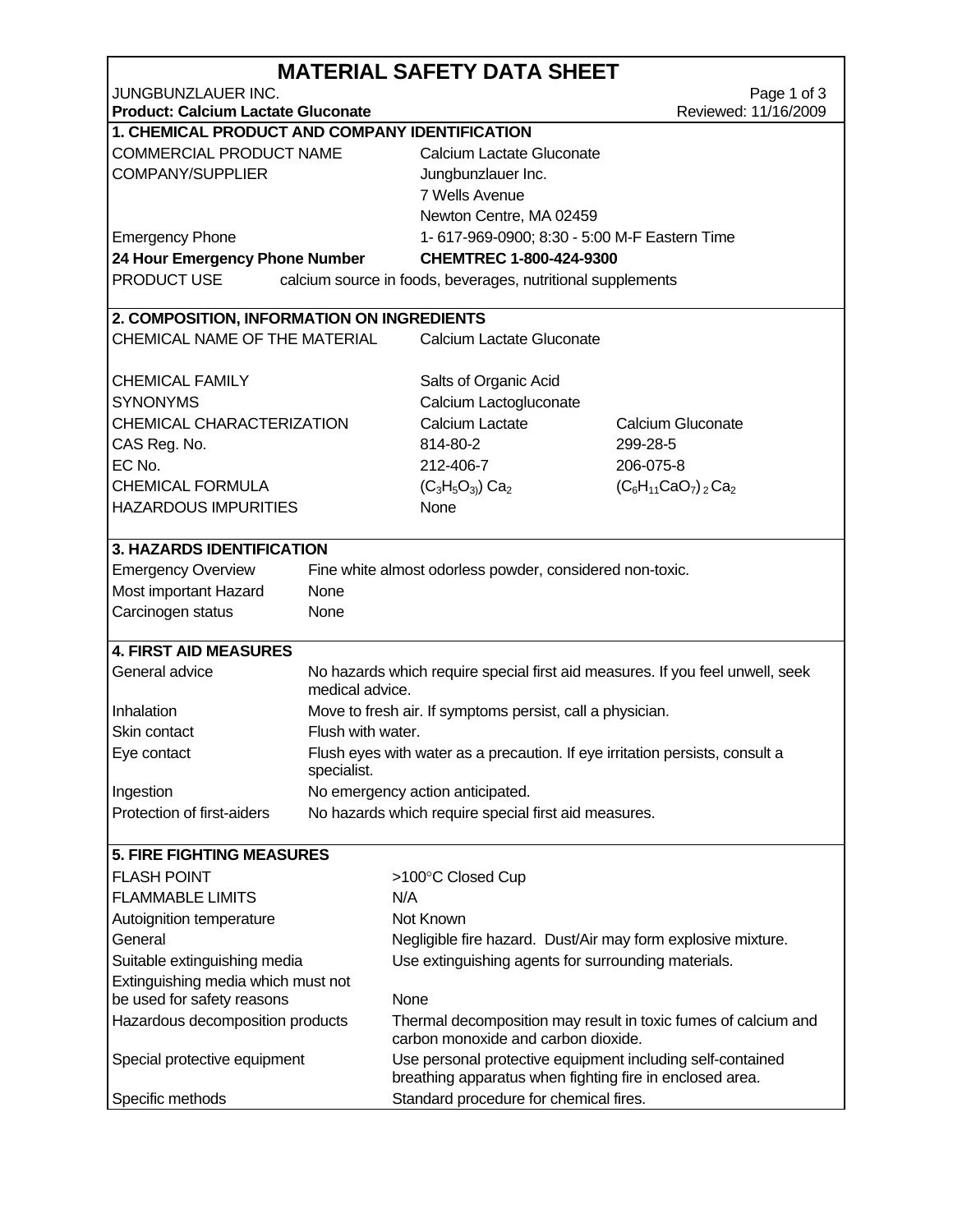# MATERIAL SAFETY DATA SHEET

JUNGBUNZLAUER INC.

**Product: Calcium Lactate Gluconate** — Reviewed: 11/16/2009

## 1. CHEMICAL PRODUCT AND COMPANY IDENTIFICATION

| | |
|---|---|
| COMMERCIAL PRODUCT NAME | Calcium Lactate Gluconate |
| COMPANY/SUPPLIER | Jungbunzlauer Inc.<br>7 Wells Avenue<br>Newton Centre, MA 02459 |
| Emergency Phone | 1- 617-969-0900; 8:30 - 5:00 M-F Eastern Time |
| **24 Hour Emergency Phone Number** | **CHEMTREC 1-800-424-9300** |
| PRODUCT USE | calcium source in foods, beverages, nutritional supplements |

## 2. COMPOSITION, INFORMATION ON INGREDIENTS

| | | |
|---|---|---|
| CHEMICAL NAME OF THE MATERIAL | Calcium Lactate Gluconate | |
| CHEMICAL FAMILY | Salts of Organic Acid | |
| SYNONYMS | Calcium Lactogluconate | |
| CHEMICAL CHARACTERIZATION | Calcium Lactate | Calcium Gluconate |
| CAS Reg. No. | 814-80-2 | 299-28-5 |
| EC No. | 212-406-7 | 206-075-8 |
| CHEMICAL FORMULA | $(C_3H_5O_{3)}) Ca_2$ | $(C_6H_{11}CaO_7)_2 Ca_2$ |
| HAZARDOUS IMPURITIES | None | |

## 3. HAZARDS IDENTIFICATION

| | |
|---|---|
| Emergency Overview | Fine white almost odorless powder, considered non-toxic. |
| Most important Hazard | None |
| Carcinogen status | None |

## 4. FIRST AID MEASURES

| | |
|---|---|
| General advice | No hazards which require special first aid measures. If you feel unwell, seek medical advice. |
| Inhalation | Move to fresh air. If symptoms persist, call a physician. |
| Skin contact | Flush with water. |
| Eye contact | Flush eyes with water as a precaution. If eye irritation persists, consult a specialist. |
| Ingestion | No emergency action anticipated. |
| Protection of first-aiders | No hazards which require special first aid measures. |

## 5. FIRE FIGHTING MEASURES

| | |
|---|---|
| FLASH POINT | >100°C Closed Cup |
| FLAMMABLE LIMITS | N/A |
| Autoignition temperature | Not Known |
| General | Negligible fire hazard. Dust/Air may form explosive mixture. |
| Suitable extinguishing media | Use extinguishing agents for surrounding materials. |
| Extinguishing media which must not be used for safety reasons | None |
| Hazardous decomposition products | Thermal decomposition may result in toxic fumes of calcium and carbon monoxide and carbon dioxide. |
| Special protective equipment | Use personal protective equipment including self-contained breathing apparatus when fighting fire in enclosed area. |
| Specific methods | Standard procedure for chemical fires. |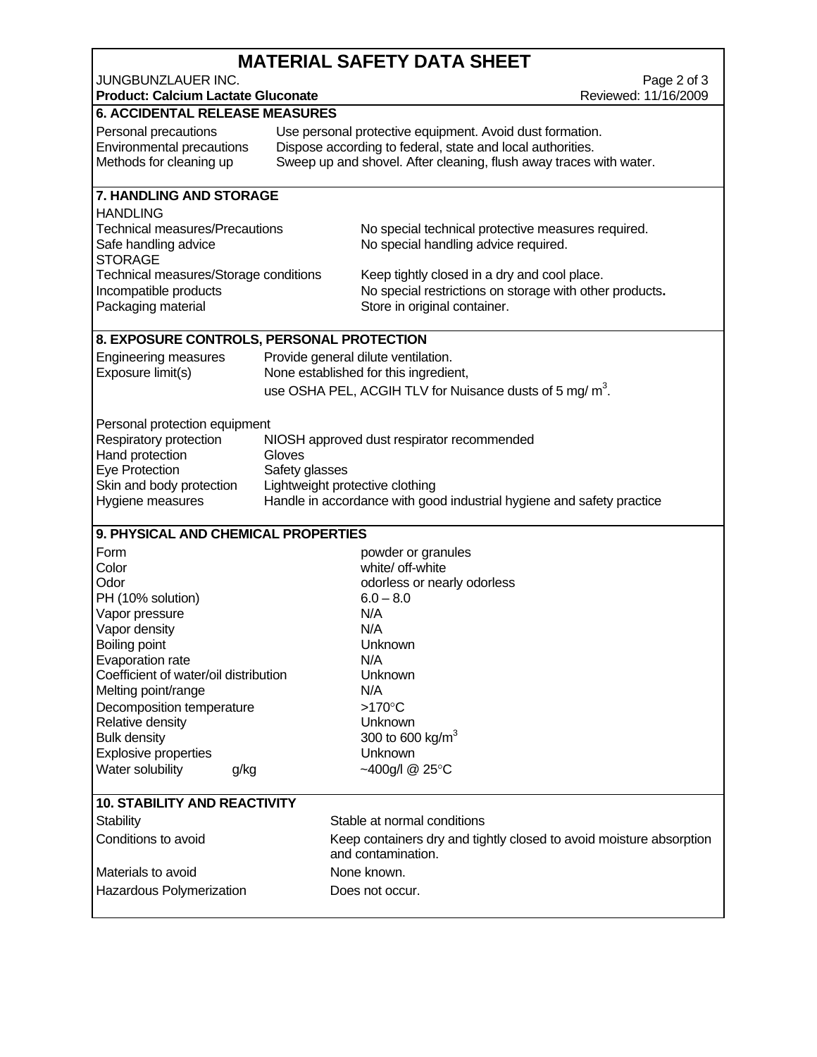# MATERIAL SAFETY DATA SHEET

JUNGBUNZLAUER INC.

**Product: Calcium Lactate Gluconate**

Reviewed: 11/16/2009

## 6. ACCIDENTAL RELEASE MEASURES

| | |
|---|---|
| Personal precautions | Use personal protective equipment. Avoid dust formation. |
| Environmental precautions | Dispose according to federal, state and local authorities. |
| Methods for cleaning up | Sweep up and shovel. After cleaning, flush away traces with water. |

## 7. HANDLING AND STORAGE

HANDLING

| | |
|---|---|
| Technical measures/Precautions | No special technical protective measures required. |
| Safe handling advice | No special handling advice required. |

STORAGE

| | |
|---|---|
| Technical measures/Storage conditions | Keep tightly closed in a dry and cool place. |
| Incompatible products | No special restrictions on storage with other products**.** |
| Packaging material | Store in original container. |

## 8. EXPOSURE CONTROLS, PERSONAL PROTECTION

| | |
|---|---|
| Engineering measures | Provide general dilute ventilation. |
| Exposure limit(s) | None established for this ingredient, use OSHA PEL, ACGIH TLV for Nuisance dusts of 5 mg/ $m^3$. |

Personal protection equipment

| | |
|---|---|
| Respiratory protection | NIOSH approved dust respirator recommended |
| Hand protection | Gloves |
| Eye Protection | Safety glasses |
| Skin and body protection | Lightweight protective clothing |
| Hygiene measures | Handle in accordance with good industrial hygiene and safety practice |

## 9. PHYSICAL AND CHEMICAL PROPERTIES

| | |
|---|---|
| Form | powder or granules |
| Color | white/ off-white |
| Odor | odorless or nearly odorless |
| PH (10% solution) | 6.0 – 8.0 |
| Vapor pressure | N/A |
| Vapor density | N/A |
| Boiling point | Unknown |
| Evaporation rate | N/A |
| Coefficient of water/oil distribution | Unknown |
| Melting point/range | N/A |
| Decomposition temperature | >170°C |
| Relative density | Unknown |
| Bulk density | 300 to 600 kg/$m^3$ |
| Explosive properties | Unknown |
| Water solubility g/kg | ~400g/l @ 25°C |

## 10. STABILITY AND REACTIVITY

| | |
|---|---|
| Stability | Stable at normal conditions |
| Conditions to avoid | Keep containers dry and tightly closed to avoid moisture absorption and contamination. |
| Materials to avoid | None known. |
| Hazardous Polymerization | Does not occur. |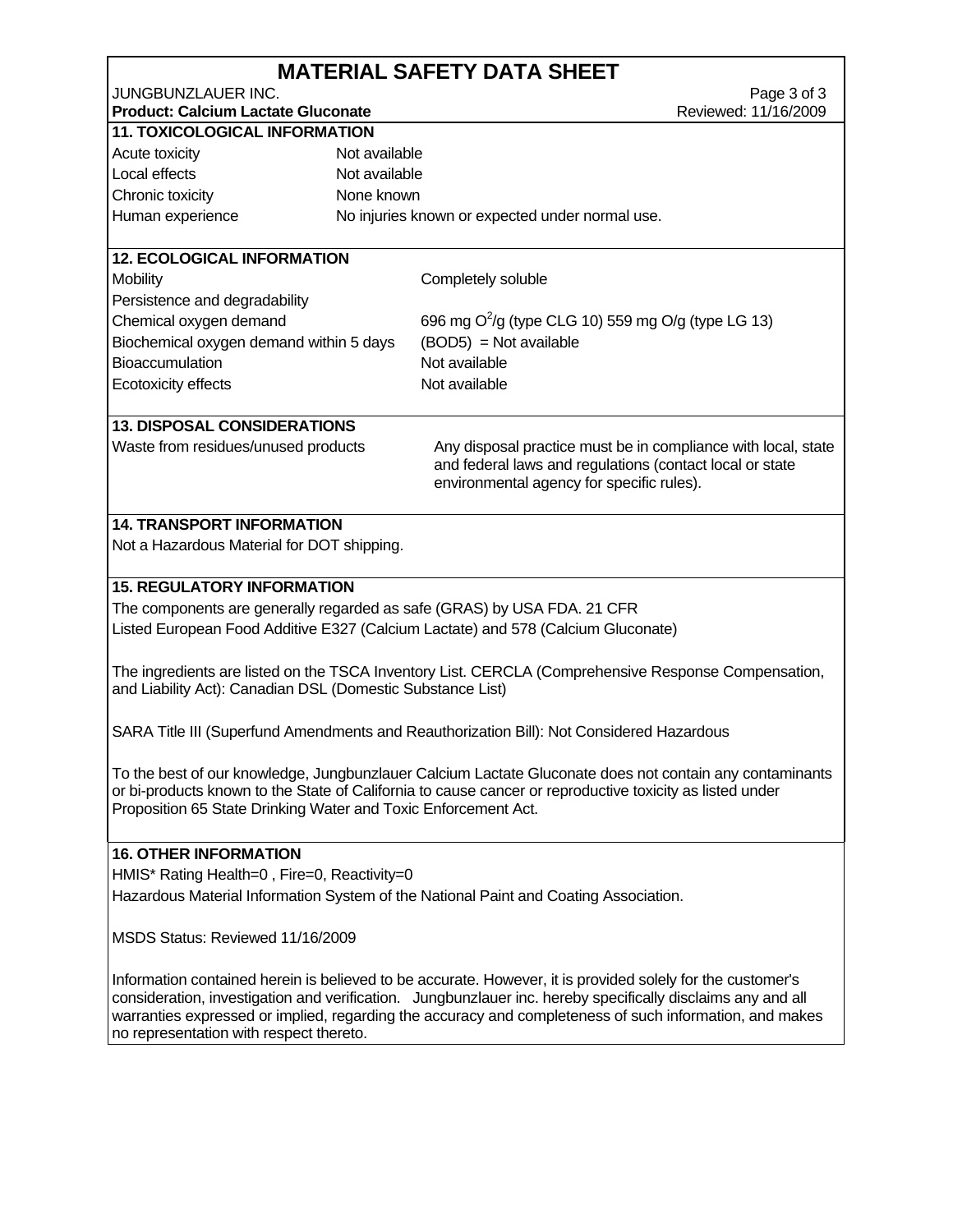# MATERIAL SAFETY DATA SHEET

JUNGBUNZLAUER INC.

**Product: Calcium Lactate Gluconate**

Reviewed: 11/16/2009

## 11. TOXICOLOGICAL INFORMATION

| | |
|---|---|
| Acute toxicity | Not available |
| Local effects | Not available |
| Chronic toxicity | None known |
| Human experience | No injuries known or expected under normal use. |

## 12. ECOLOGICAL INFORMATION

| | |
|---|---|
| Mobility | Completely soluble |
| Persistence and degradability | |
| Chemical oxygen demand | 696 mg $O^2$/g (type CLG 10) 559 mg O/g (type LG 13) |
| Biochemical oxygen demand within 5 days | (BOD5) = Not available |
| Bioaccumulation | Not available |
| Ecotoxicity effects | Not available |

## 13. DISPOSAL CONSIDERATIONS

| | |
|---|---|
| Waste from residues/unused products | Any disposal practice must be in compliance with local, state and federal laws and regulations (contact local or state environmental agency for specific rules). |

## 14. TRANSPORT INFORMATION

Not a Hazardous Material for DOT shipping.

## 15. REGULATORY INFORMATION

The components are generally regarded as safe (GRAS) by USA FDA. 21 CFR

Listed European Food Additive E327 (Calcium Lactate) and 578 (Calcium Gluconate)

The ingredients are listed on the TSCA Inventory List. CERCLA (Comprehensive Response Compensation, and Liability Act): Canadian DSL (Domestic Substance List)

SARA Title III (Superfund Amendments and Reauthorization Bill): Not Considered Hazardous

To the best of our knowledge, Jungbunzlauer Calcium Lactate Gluconate does not contain any contaminants or bi-products known to the State of California to cause cancer or reproductive toxicity as listed under Proposition 65 State Drinking Water and Toxic Enforcement Act.

## 16. OTHER INFORMATION

HMIS* Rating Health=0 , Fire=0, Reactivity=0

Hazardous Material Information System of the National Paint and Coating Association.

MSDS Status: Reviewed 11/16/2009

Information contained herein is believed to be accurate. However, it is provided solely for the customer's consideration, investigation and verification. Jungbunzlauer inc. hereby specifically disclaims any and all warranties expressed or implied, regarding the accuracy and completeness of such information, and makes no representation with respect thereto.